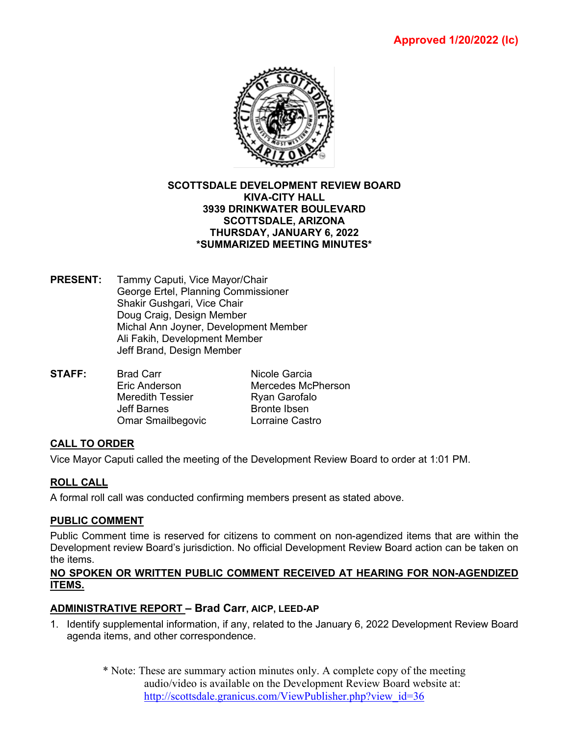Approved 1/20/2022 (lc)

**SCOTTSDALE DEVELOPMENT REVIEW BOARD**
**KIVA-CITY HALL**
**3939 DRINKWATER BOULEVARD**
**SCOTTSDALE, ARIZONA**
**THURSDAY, JANUARY 6, 2022**
***SUMMARIZED MEETING MINUTES***

**PRESENT:**
Tammy Caputi, Vice Mayor/Chair
George Ertel, Planning Commissioner
Shakir Gushgari, Vice Chair
Doug Craig, Design Member
Michal Ann Joyner, Development Member
Ali Fakih, Development Member
Jeff Brand, Design Member

**STAFF:**

| | |
|---|---|
| Brad Carr | Nicole Garcia |
| Eric Anderson | Mercedes McPherson |
| Meredith Tessier | Ryan Garofalo |
| Jeff Barnes | Bronte Ibsen |
| Omar Smailbegovic | Lorraine Castro |

## CALL TO ORDER

Vice Mayor Caputi called the meeting of the Development Review Board to order at 1:01 PM.

## ROLL CALL

A formal roll call was conducted confirming members present as stated above.

## PUBLIC COMMENT

Public Comment time is reserved for citizens to comment on non-agendized items that are within the Development review Board's jurisdiction. No official Development Review Board action can be taken on the items.

**NO SPOKEN OR WRITTEN PUBLIC COMMENT RECEIVED AT HEARING FOR NON-AGENDIZED ITEMS.**

## ADMINISTRATIVE REPORT – Brad Carr, AICP, LEED-AP

1. Identify supplemental information, if any, related to the January 6, 2022 Development Review Board agenda items, and other correspondence.

\* Note: These are summary action minutes only. A complete copy of the meeting audio/video is available on the Development Review Board website at: http://scottsdale.granicus.com/ViewPublisher.php?view_id=36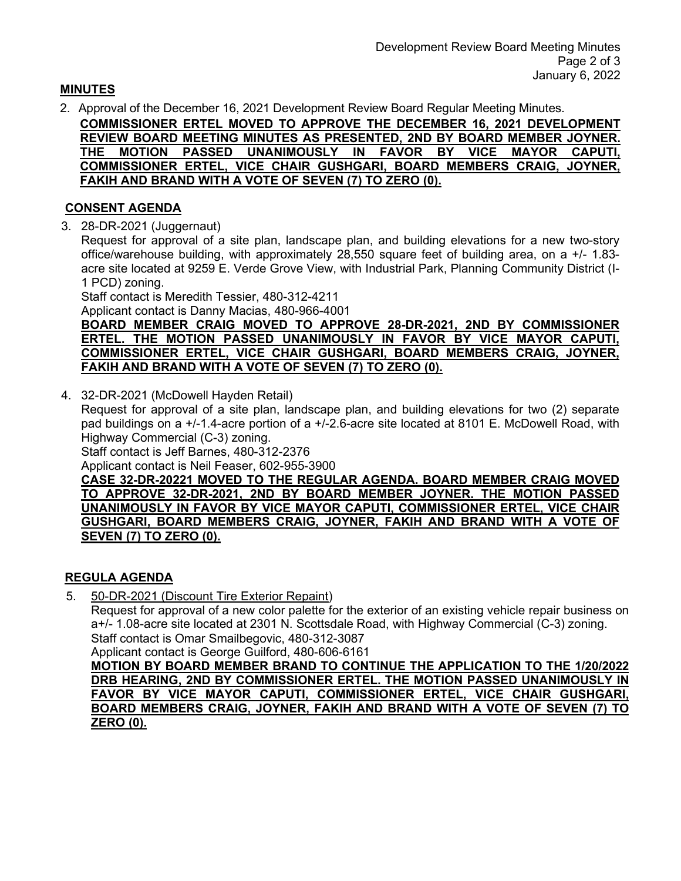## MINUTES

2. Approval of the December 16, 2021 Development Review Board Regular Meeting Minutes.

   **COMMISSIONER ERTEL MOVED TO APPROVE THE DECEMBER 16, 2021 DEVELOPMENT REVIEW BOARD MEETING MINUTES AS PRESENTED, 2ND BY BOARD MEMBER JOYNER. THE MOTION PASSED UNANIMOUSLY IN FAVOR BY VICE MAYOR CAPUTI, COMMISSIONER ERTEL, VICE CHAIR GUSHGARI, BOARD MEMBERS CRAIG, JOYNER, FAKIH AND BRAND WITH A VOTE OF SEVEN (7) TO ZERO (0).**

## CONSENT AGENDA

3. 28-DR-2021 (Juggernaut)

   Request for approval of a site plan, landscape plan, and building elevations for a new two-story office/warehouse building, with approximately 28,550 square feet of building area, on a +/- 1.83-acre site located at 9259 E. Verde Grove View, with Industrial Park, Planning Community District (I-1 PCD) zoning.

   Staff contact is Meredith Tessier, 480-312-4211

   Applicant contact is Danny Macias, 480-966-4001

   **BOARD MEMBER CRAIG MOVED TO APPROVE 28-DR-2021, 2ND BY COMMISSIONER ERTEL. THE MOTION PASSED UNANIMOUSLY IN FAVOR BY VICE MAYOR CAPUTI, COMMISSIONER ERTEL, VICE CHAIR GUSHGARI, BOARD MEMBERS CRAIG, JOYNER, FAKIH AND BRAND WITH A VOTE OF SEVEN (7) TO ZERO (0).**

4. 32-DR-2021 (McDowell Hayden Retail)

   Request for approval of a site plan, landscape plan, and building elevations for two (2) separate pad buildings on a +/-1.4-acre portion of a +/-2.6-acre site located at 8101 E. McDowell Road, with Highway Commercial (C-3) zoning.

   Staff contact is Jeff Barnes, 480-312-2376

   Applicant contact is Neil Feaser, 602-955-3900

   **CASE 32-DR-20221 MOVED TO THE REGULAR AGENDA. BOARD MEMBER CRAIG MOVED TO APPROVE 32-DR-2021, 2ND BY BOARD MEMBER JOYNER. THE MOTION PASSED UNANIMOUSLY IN FAVOR BY VICE MAYOR CAPUTI, COMMISSIONER ERTEL, VICE CHAIR GUSHGARI, BOARD MEMBERS CRAIG, JOYNER, FAKIH AND BRAND WITH A VOTE OF SEVEN (7) TO ZERO (0).**

## REGULA AGENDA

5. 50-DR-2021 (Discount Tire Exterior Repaint)

   Request for approval of a new color palette for the exterior of an existing vehicle repair business on a+/- 1.08-acre site located at 2301 N. Scottsdale Road, with Highway Commercial (C-3) zoning.

   Staff contact is Omar Smailbegovic, 480-312-3087

   Applicant contact is George Guilford, 480-606-6161

   **MOTION BY BOARD MEMBER BRAND TO CONTINUE THE APPLICATION TO THE 1/20/2022 DRB HEARING, 2ND BY COMMISSIONER ERTEL. THE MOTION PASSED UNANIMOUSLY IN FAVOR BY VICE MAYOR CAPUTI, COMMISSIONER ERTEL, VICE CHAIR GUSHGARI, BOARD MEMBERS CRAIG, JOYNER, FAKIH AND BRAND WITH A VOTE OF SEVEN (7) TO ZERO (0).**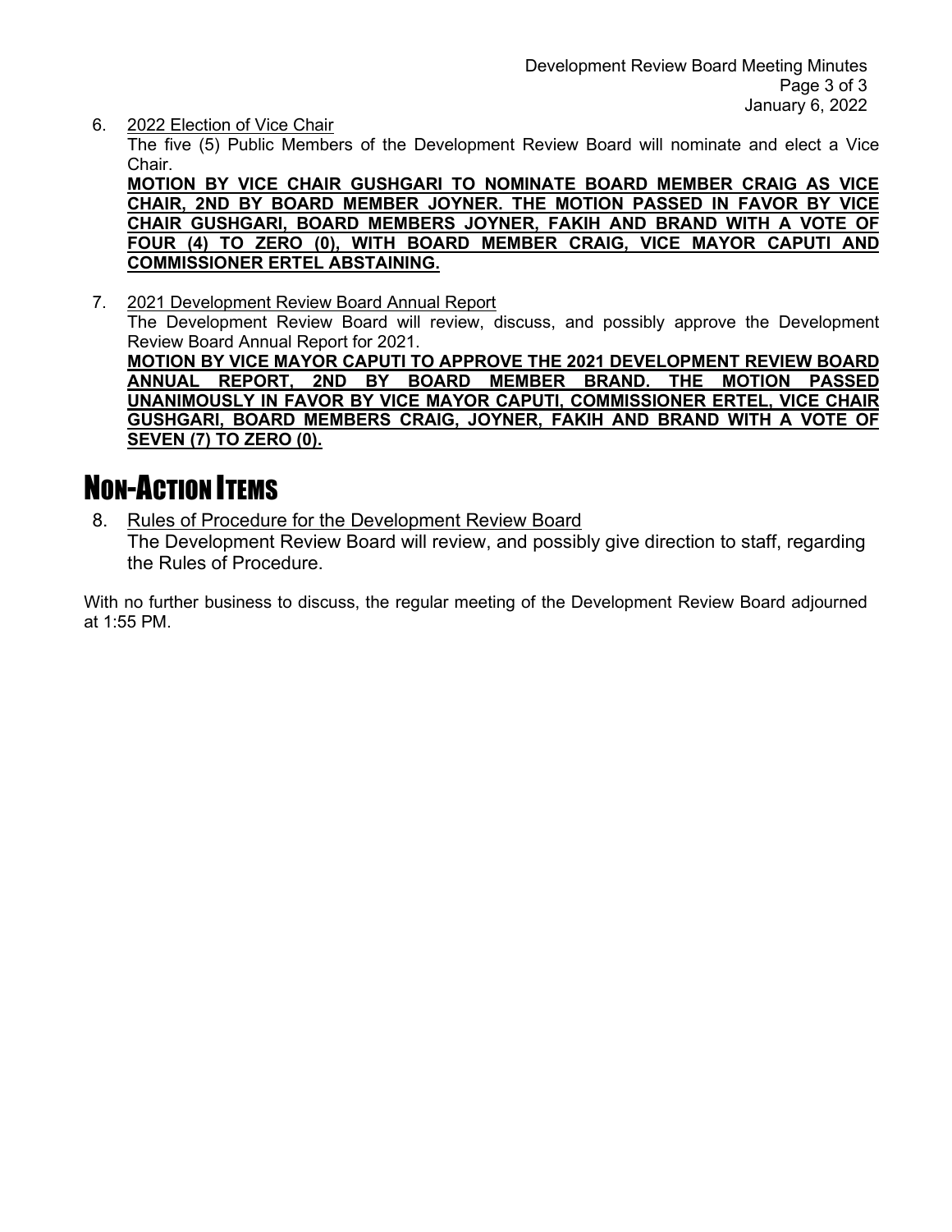6. 2022 Election of Vice Chair

   The five (5) Public Members of the Development Review Board will nominate and elect a Vice Chair.

   **MOTION BY VICE CHAIR GUSHGARI TO NOMINATE BOARD MEMBER CRAIG AS VICE CHAIR, 2ND BY BOARD MEMBER JOYNER. THE MOTION PASSED IN FAVOR BY VICE CHAIR GUSHGARI, BOARD MEMBERS JOYNER, FAKIH AND BRAND WITH A VOTE OF FOUR (4) TO ZERO (0), WITH BOARD MEMBER CRAIG, VICE MAYOR CAPUTI AND COMMISSIONER ERTEL ABSTAINING.**

7. 2021 Development Review Board Annual Report

   The Development Review Board will review, discuss, and possibly approve the Development Review Board Annual Report for 2021.

   **MOTION BY VICE MAYOR CAPUTI TO APPROVE THE 2021 DEVELOPMENT REVIEW BOARD ANNUAL REPORT, 2ND BY BOARD MEMBER BRAND. THE MOTION PASSED UNANIMOUSLY IN FAVOR BY VICE MAYOR CAPUTI, COMMISSIONER ERTEL, VICE CHAIR GUSHGARI, BOARD MEMBERS CRAIG, JOYNER, FAKIH AND BRAND WITH A VOTE OF SEVEN (7) TO ZERO (0).**

# NON-ACTION ITEMS

8. Rules of Procedure for the Development Review Board

   The Development Review Board will review, and possibly give direction to staff, regarding the Rules of Procedure.

With no further business to discuss, the regular meeting of the Development Review Board adjourned at 1:55 PM.